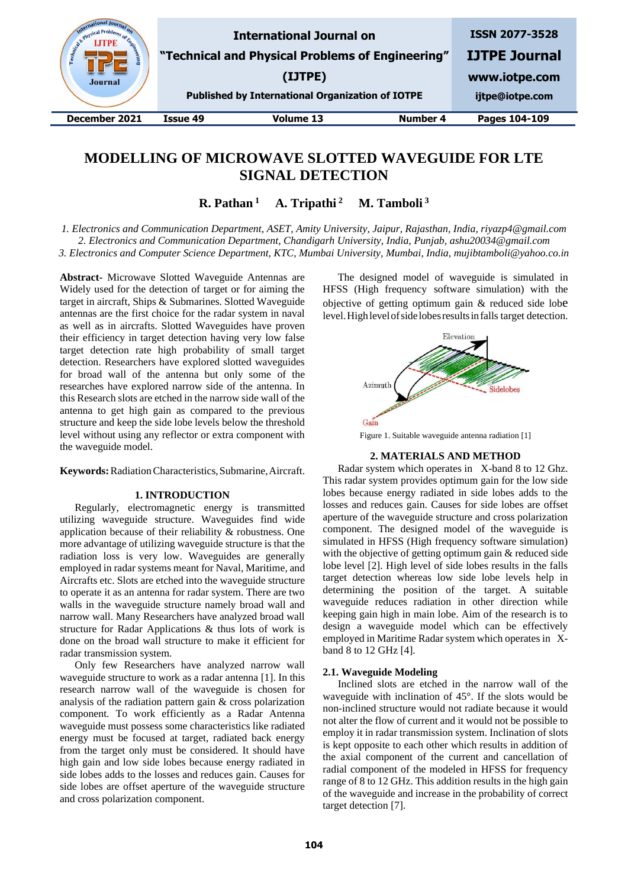# MODELLING OF MICROWAVE SLOTTED WAVEGUIDE FOR LTE SIGNAL DETECTION

**R. Pathan [1] A. Tripathi [2] M. Tamboli [3]**

*1. Electronics and Communication Department, ASET, Amity University, Jaipur, Rajasthan, India, riyazp4@gmail.com*
*2. Electronics and Communication Department, Chandigarh University, India, Punjab, ashu20034@gmail.com*
*3. Electronics and Computer Science Department, KTC, Mumbai University, Mumbai, India, mujibtamboli@yahoo.co.in*

**Abstract-** Microwave Slotted Waveguide Antennas are Widely used for the detection of target or for aiming the target in aircraft, Ships & Submarines. Slotted Waveguide antennas are the first choice for the radar system in naval as well as in aircrafts. Slotted Waveguides have proven their efficiency in target detection having very low false target detection rate high probability of small target detection. Researchers have explored slotted waveguides for broad wall of the antenna but only some of the researches have explored narrow side of the antenna. In this Research slots are etched in the narrow side wall of the antenna to get high gain as compared to the previous structure and keep the side lobe levels below the threshold level without using any reflector or extra component with the waveguide model.

**Keywords:** Radiation Characteristics, Submarine, Aircraft.

## 1. INTRODUCTION

Regularly, electromagnetic energy is transmitted utilizing waveguide structure. Waveguides find wide application because of their reliability & robustness. One more advantage of utilizing waveguide structure is that the radiation loss is very low. Waveguides are generally employed in radar systems meant for Naval, Maritime, and Aircrafts etc. Slots are etched into the waveguide structure to operate it as an antenna for radar system. There are two walls in the waveguide structure namely broad wall and narrow wall. Many Researchers have analyzed broad wall structure for Radar Applications & thus lots of work is done on the broad wall structure to make it efficient for radar transmission system.

Only few Researchers have analyzed narrow wall waveguide structure to work as a radar antenna [1]. In this research narrow wall of the waveguide is chosen for analysis of the radiation pattern gain & cross polarization component. To work efficiently as a Radar Antenna waveguide must possess some characteristics like radiated energy must be focused at target, radiated back energy from the target only must be considered. It should have high gain and low side lobes because energy radiated in side lobes adds to the losses and reduces gain. Causes for side lobes are offset aperture of the waveguide structure and cross polarization component.

The designed model of waveguide is simulated in HFSS (High frequency software simulation) with the objective of getting optimum gain & reduced side lobe level. High level of side lobes results in falls target detection.

Figure 1. Suitable waveguide antenna radiation [1]

## 2. MATERIALS AND METHOD

Radar system which operates in X-band 8 to 12 Ghz. This radar system provides optimum gain for the low side lobes because energy radiated in side lobes adds to the losses and reduces gain. Causes for side lobes are offset aperture of the waveguide structure and cross polarization component. The designed model of the waveguide is simulated in HFSS (High frequency software simulation) with the objective of getting optimum gain & reduced side lobe level [2]. High level of side lobes results in the falls target detection whereas low side lobe levels help in determining the position of the target. A suitable waveguide reduces radiation in other direction while keeping gain high in main lobe. Aim of the research is to design a waveguide model which can be effectively employed in Maritime Radar system which operates in X-band 8 to 12 GHz [4].

### 2.1. Waveguide Modeling

Inclined slots are etched in the narrow wall of the waveguide with inclination of 45°. If the slots would be non-inclined structure would not radiate because it would not alter the flow of current and it would not be possible to employ it in radar transmission system. Inclination of slots is kept opposite to each other which results in addition of the axial component of the current and cancellation of radial component of the modeled in HFSS for frequency range of 8 to 12 GHz. This addition results in the high gain of the waveguide and increase in the probability of correct target detection [7].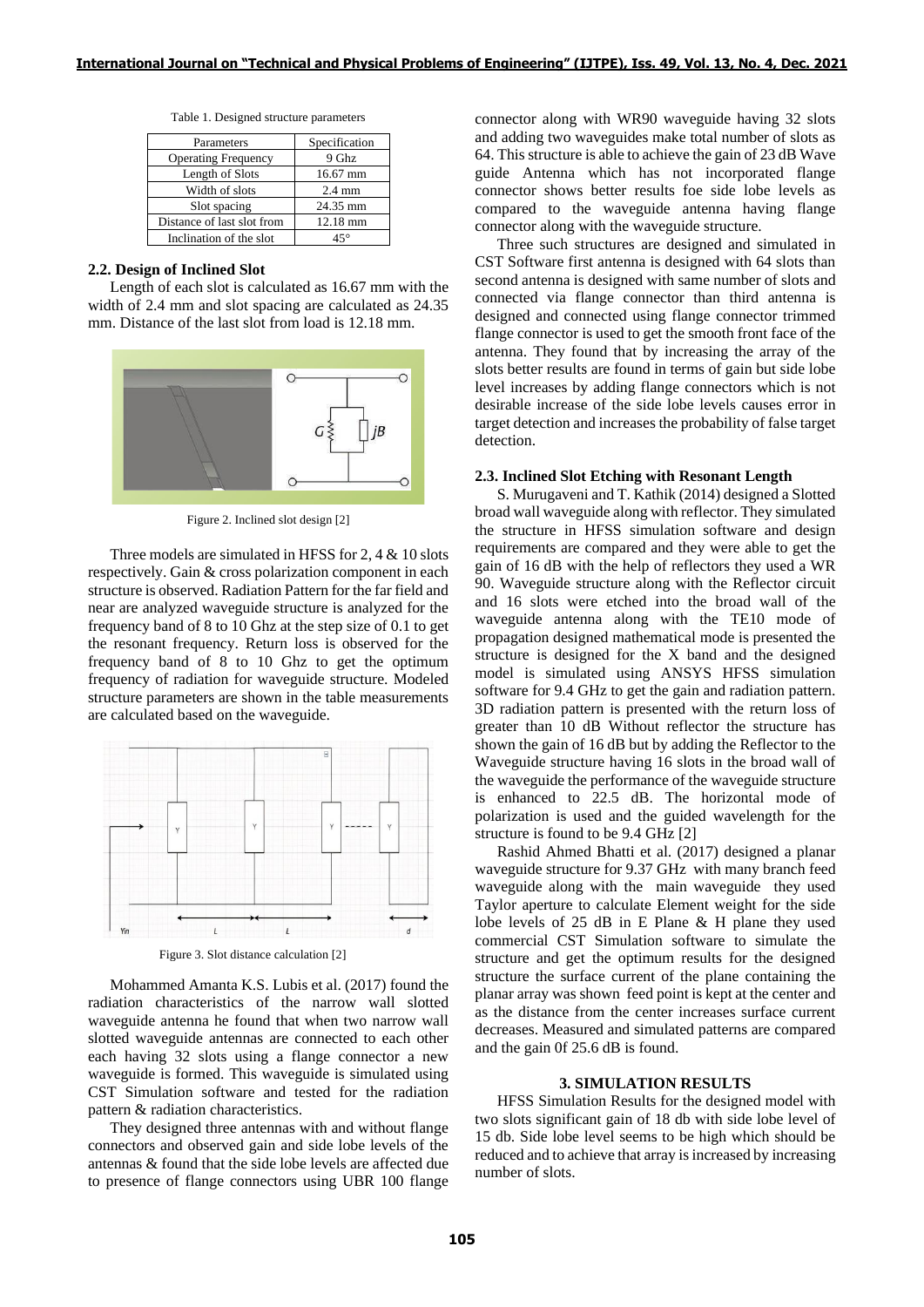Table 1. Designed structure parameters

| Parameters | Specification |
| --- | --- |
| Operating Frequency | 9 Ghz |
| Length of Slots | 16.67 mm |
| Width of slots | 2.4 mm |
| Slot spacing | 24.35 mm |
| Distance of last slot from | 12.18 mm |
| Inclination of the slot | 45° |

### 2.2. Design of Inclined Slot

Length of each slot is calculated as 16.67 mm with the width of 2.4 mm and slot spacing are calculated as 24.35 mm. Distance of the last slot from load is 12.18 mm.

Figure 2. Inclined slot design [2]

Three models are simulated in HFSS for 2, 4 & 10 slots respectively. Gain & cross polarization component in each structure is observed. Radiation Pattern for the far field and near are analyzed waveguide structure is analyzed for the frequency band of 8 to 10 Ghz at the step size of 0.1 to get the resonant frequency. Return loss is observed for the frequency band of 8 to 10 Ghz to get the optimum frequency of radiation for waveguide structure. Modeled structure parameters are shown in the table measurements are calculated based on the waveguide.

Figure 3. Slot distance calculation [2]

Mohammed Amanta K.S. Lubis et al. (2017) found the radiation characteristics of the narrow wall slotted waveguide antenna he found that when two narrow wall slotted waveguide antennas are connected to each other each having 32 slots using a flange connector a new waveguide is formed. This waveguide is simulated using CST Simulation software and tested for the radiation pattern & radiation characteristics.

They designed three antennas with and without flange connectors and observed gain and side lobe levels of the antennas & found that the side lobe levels are affected due to presence of flange connectors using UBR 100 flange connector along with WR90 waveguide having 32 slots and adding two waveguides make total number of slots as 64. This structure is able to achieve the gain of 23 dB Wave guide Antenna which has not incorporated flange connector shows better results foe side lobe levels as compared to the waveguide antenna having flange connector along with the waveguide structure.

Three such structures are designed and simulated in CST Software first antenna is designed with 64 slots than second antenna is designed with same number of slots and connected via flange connector than third antenna is designed and connected using flange connector trimmed flange connector is used to get the smooth front face of the antenna. They found that by increasing the array of the slots better results are found in terms of gain but side lobe level increases by adding flange connectors which is not desirable increase of the side lobe levels causes error in target detection and increases the probability of false target detection.

### 2.3. Inclined Slot Etching with Resonant Length

S. Murugaveni and T. Kathik (2014) designed a Slotted broad wall waveguide along with reflector. They simulated the structure in HFSS simulation software and design requirements are compared and they were able to get the gain of 16 dB with the help of reflectors they used a WR 90. Waveguide structure along with the Reflector circuit and 16 slots were etched into the broad wall of the waveguide antenna along with the TE10 mode of propagation designed mathematical mode is presented the structure is designed for the X band and the designed model is simulated using ANSYS HFSS simulation software for 9.4 GHz to get the gain and radiation pattern. 3D radiation pattern is presented with the return loss of greater than 10 dB Without reflector the structure has shown the gain of 16 dB but by adding the Reflector to the Waveguide structure having 16 slots in the broad wall of the waveguide the performance of the waveguide structure is enhanced to 22.5 dB. The horizontal mode of polarization is used and the guided wavelength for the structure is found to be 9.4 GHz [2]

Rashid Ahmed Bhatti et al. (2017) designed a planar waveguide structure for 9.37 GHz with many branch feed waveguide along with the main waveguide they used Taylor aperture to calculate Element weight for the side lobe levels of 25 dB in E Plane & H plane they used commercial CST Simulation software to simulate the structure and get the optimum results for the designed structure the surface current of the plane containing the planar array was shown feed point is kept at the center and as the distance from the center increases surface current decreases. Measured and simulated patterns are compared and the gain 0f 25.6 dB is found.

## 3. SIMULATION RESULTS

HFSS Simulation Results for the designed model with two slots significant gain of 18 db with side lobe level of 15 db. Side lobe level seems to be high which should be reduced and to achieve that array is increased by increasing number of slots.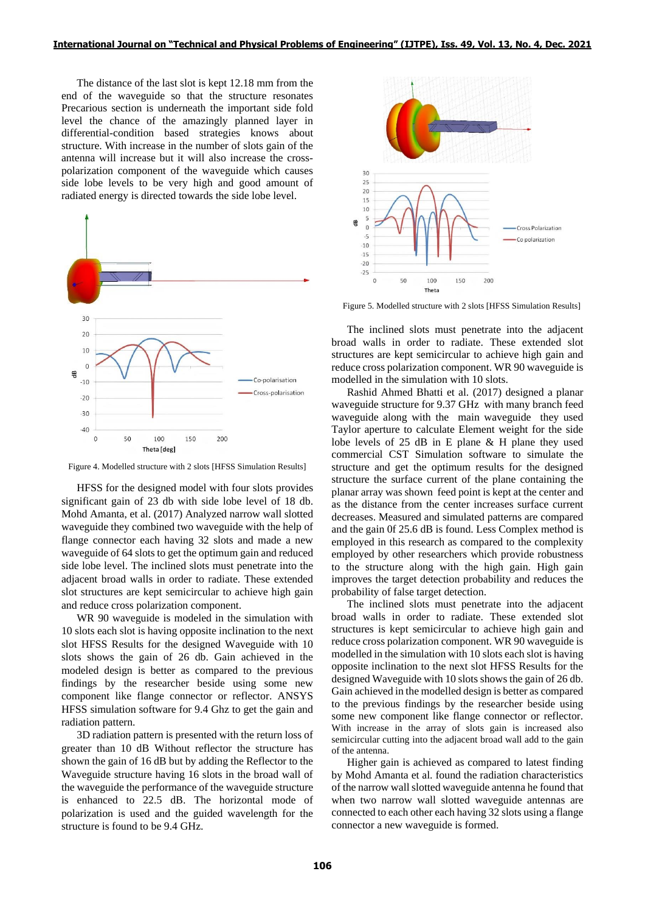The distance of the last slot is kept 12.18 mm from the end of the waveguide so that the structure resonates Precarious section is underneath the important side fold level the chance of the amazingly planned layer in differential-condition based strategies knows about structure. With increase in the number of slots gain of the antenna will increase but it will also increase the cross-polarization component of the waveguide which causes side lobe levels to be very high and good amount of radiated energy is directed towards the side lobe level.

Figure 4. Modelled structure with 2 slots [HFSS Simulation Results]

HFSS for the designed model with four slots provides significant gain of 23 db with side lobe level of 18 db. Mohd Amanta, et al. (2017) Analyzed narrow wall slotted waveguide they combined two waveguide with the help of flange connector each having 32 slots and made a new waveguide of 64 slots to get the optimum gain and reduced side lobe level. The inclined slots must penetrate into the adjacent broad walls in order to radiate. These extended slot structures are kept semicircular to achieve high gain and reduce cross polarization component.

WR 90 waveguide is modeled in the simulation with 10 slots each slot is having opposite inclination to the next slot HFSS Results for the designed Waveguide with 10 slots shows the gain of 26 db. Gain achieved in the modeled design is better as compared to the previous findings by the researcher beside using some new component like flange connector or reflector. ANSYS HFSS simulation software for 9.4 Ghz to get the gain and radiation pattern.

3D radiation pattern is presented with the return loss of greater than 10 dB Without reflector the structure has shown the gain of 16 dB but by adding the Reflector to the Waveguide structure having 16 slots in the broad wall of the waveguide the performance of the waveguide structure is enhanced to 22.5 dB. The horizontal mode of polarization is used and the guided wavelength for the structure is found to be 9.4 GHz.

Figure 5. Modelled structure with 2 slots [HFSS Simulation Results]

The inclined slots must penetrate into the adjacent broad walls in order to radiate. These extended slot structures are kept semicircular to achieve high gain and reduce cross polarization component. WR 90 waveguide is modelled in the simulation with 10 slots.

Rashid Ahmed Bhatti et al. (2017) designed a planar waveguide structure for 9.37 GHz with many branch feed waveguide along with the main waveguide they used Taylor aperture to calculate Element weight for the side lobe levels of 25 dB in E plane & H plane they used commercial CST Simulation software to simulate the structure and get the optimum results for the designed structure the surface current of the plane containing the planar array was shown feed point is kept at the center and as the distance from the center increases surface current decreases. Measured and simulated patterns are compared and the gain 0f 25.6 dB is found. Less Complex method is employed in this research as compared to the complexity employed by other researchers which provide robustness to the structure along with the high gain. High gain improves the target detection probability and reduces the probability of false target detection.

The inclined slots must penetrate into the adjacent broad walls in order to radiate. These extended slot structures is kept semicircular to achieve high gain and reduce cross polarization component. WR 90 waveguide is modelled in the simulation with 10 slots each slot is having opposite inclination to the next slot HFSS Results for the designed Waveguide with 10 slots shows the gain of 26 db. Gain achieved in the modelled design is better as compared to the previous findings by the researcher beside using some new component like flange connector or reflector. With increase in the array of slots gain is increased also semicircular cutting into the adjacent broad wall add to the gain of the antenna.

Higher gain is achieved as compared to latest finding by Mohd Amanta et al. found the radiation characteristics of the narrow wall slotted waveguide antenna he found that when two narrow wall slotted waveguide antennas are connected to each other each having 32 slots using a flange connector a new waveguide is formed.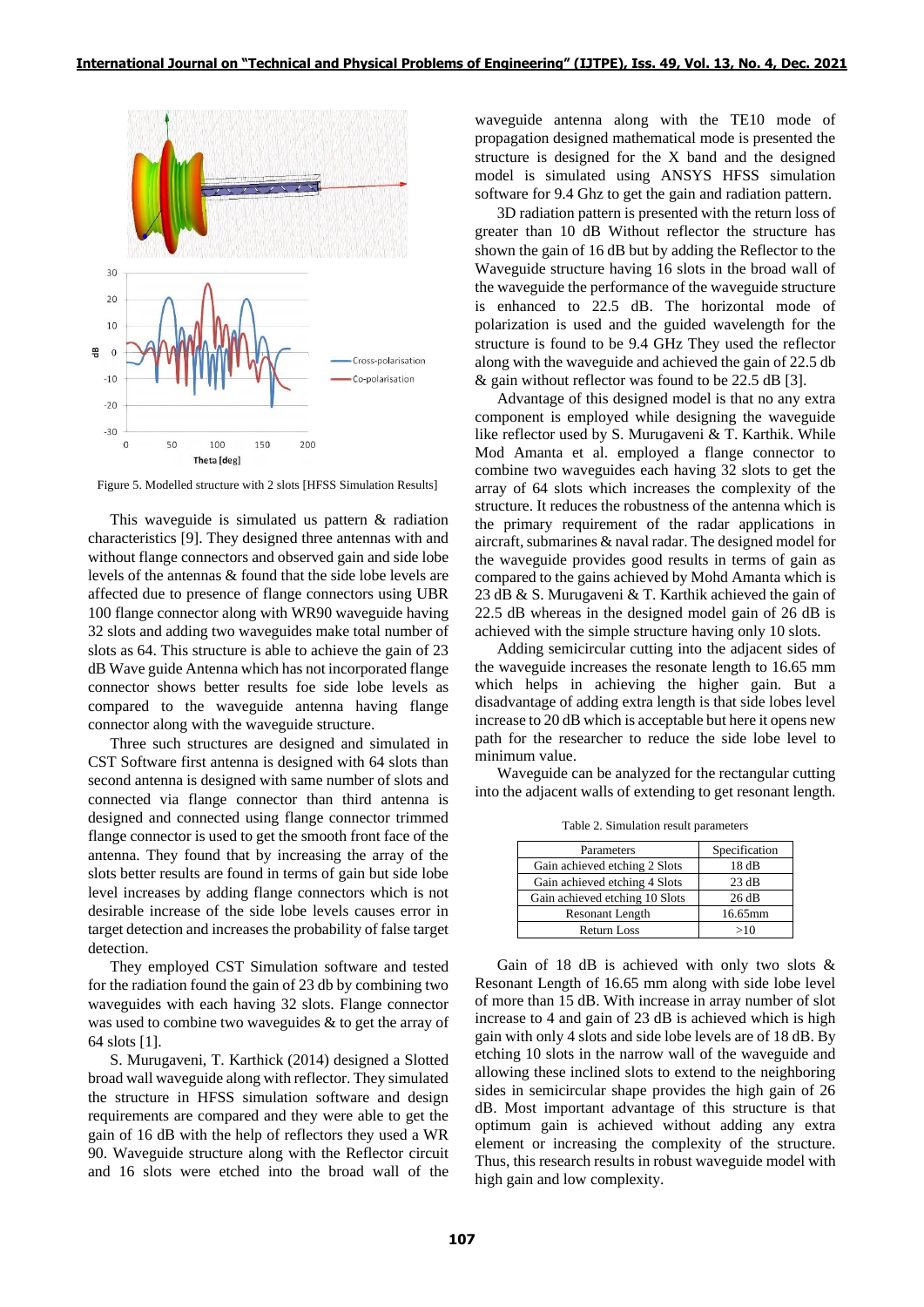Figure 5. Modelled structure with 2 slots [HFSS Simulation Results]

This waveguide is simulated us pattern & radiation characteristics [9]. They designed three antennas with and without flange connectors and observed gain and side lobe levels of the antennas & found that the side lobe levels are affected due to presence of flange connectors using UBR 100 flange connector along with WR90 waveguide having 32 slots and adding two waveguides make total number of slots as 64. This structure is able to achieve the gain of 23 dB Wave guide Antenna which has not incorporated flange connector shows better results foe side lobe levels as compared to the waveguide antenna having flange connector along with the waveguide structure.

Three such structures are designed and simulated in CST Software first antenna is designed with 64 slots than second antenna is designed with same number of slots and connected via flange connector than third antenna is designed and connected using flange connector trimmed flange connector is used to get the smooth front face of the antenna. They found that by increasing the array of the slots better results are found in terms of gain but side lobe level increases by adding flange connectors which is not desirable increase of the side lobe levels causes error in target detection and increases the probability of false target detection.

They employed CST Simulation software and tested for the radiation found the gain of 23 db by combining two waveguides with each having 32 slots. Flange connector was used to combine two waveguides & to get the array of 64 slots [1].

S. Murugaveni, T. Karthick (2014) designed a Slotted broad wall waveguide along with reflector. They simulated the structure in HFSS simulation software and design requirements are compared and they were able to get the gain of 16 dB with the help of reflectors they used a WR 90. Waveguide structure along with the Reflector circuit and 16 slots were etched into the broad wall of the waveguide antenna along with the TE10 mode of propagation designed mathematical mode is presented the structure is designed for the X band and the designed model is simulated using ANSYS HFSS simulation software for 9.4 Ghz to get the gain and radiation pattern.

3D radiation pattern is presented with the return loss of greater than 10 dB Without reflector the structure has shown the gain of 16 dB but by adding the Reflector to the Waveguide structure having 16 slots in the broad wall of the waveguide the performance of the waveguide structure is enhanced to 22.5 dB. The horizontal mode of polarization is used and the guided wavelength for the structure is found to be 9.4 GHz They used the reflector along with the waveguide and achieved the gain of 22.5 db & gain without reflector was found to be 22.5 dB [3].

Advantage of this designed model is that no any extra component is employed while designing the waveguide like reflector used by S. Murugaveni & T. Karthik. While Mod Amanta et al. employed a flange connector to combine two waveguides each having 32 slots to get the array of 64 slots which increases the complexity of the structure. It reduces the robustness of the antenna which is the primary requirement of the radar applications in aircraft, submarines & naval radar. The designed model for the waveguide provides good results in terms of gain as compared to the gains achieved by Mohd Amanta which is 23 dB & S. Murugaveni & T. Karthik achieved the gain of 22.5 dB whereas in the designed model gain of 26 dB is achieved with the simple structure having only 10 slots.

Adding semicircular cutting into the adjacent sides of the waveguide increases the resonate length to 16.65 mm which helps in achieving the higher gain. But a disadvantage of adding extra length is that side lobes level increase to 20 dB which is acceptable but here it opens new path for the researcher to reduce the side lobe level to minimum value.

Waveguide can be analyzed for the rectangular cutting into the adjacent walls of extending to get resonant length.

Table 2. Simulation result parameters

| Parameters | Specification |
|---|---|
| Gain achieved etching 2 Slots | 18 dB |
| Gain achieved etching 4 Slots | 23 dB |
| Gain achieved etching 10 Slots | 26 dB |
| Resonant Length | 16.65mm |
| Return Loss | >10 |

Gain of 18 dB is achieved with only two slots & Resonant Length of 16.65 mm along with side lobe level of more than 15 dB. With increase in array number of slot increase to 4 and gain of 23 dB is achieved which is high gain with only 4 slots and side lobe levels are of 18 dB. By etching 10 slots in the narrow wall of the waveguide and allowing these inclined slots to extend to the neighboring sides in semicircular shape provides the high gain of 26 dB. Most important advantage of this structure is that optimum gain is achieved without adding any extra element or increasing the complexity of the structure. Thus, this research results in robust waveguide model with high gain and low complexity.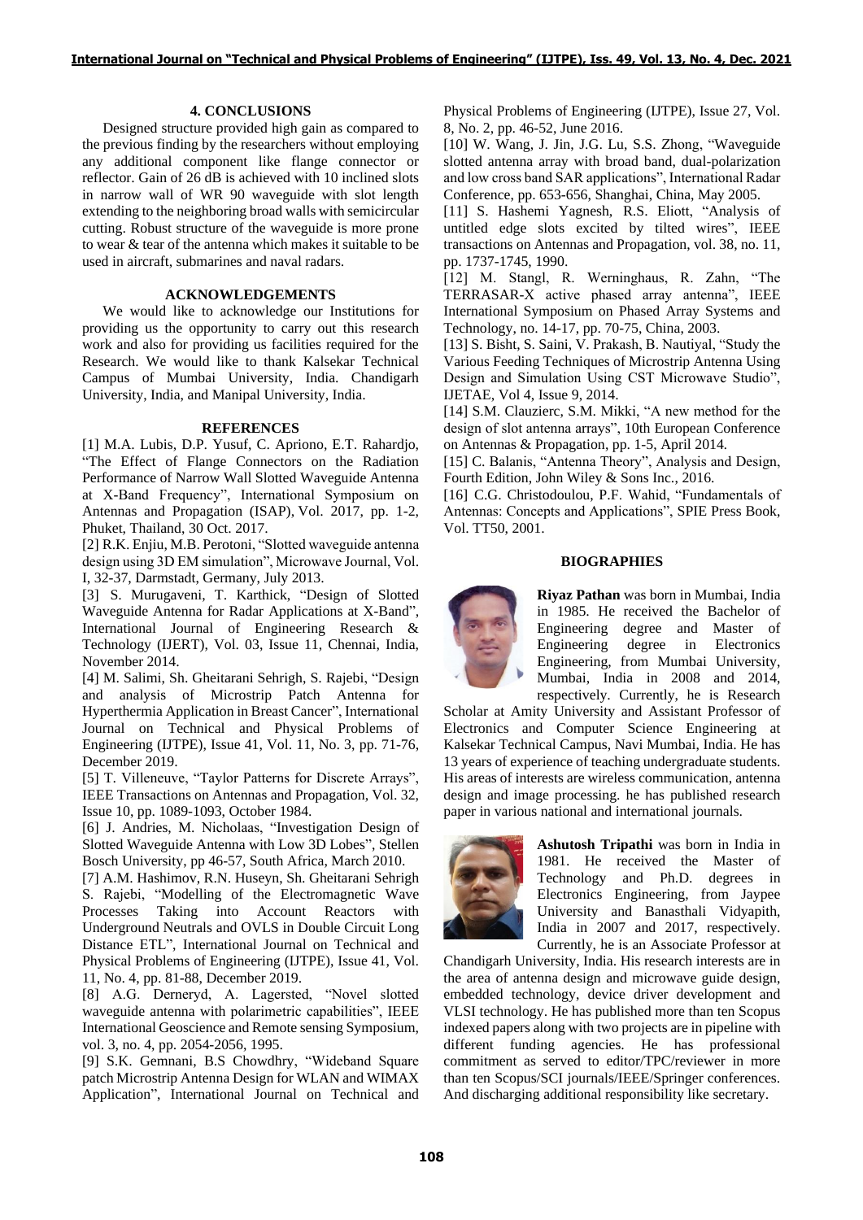## 4. CONCLUSIONS

Designed structure provided high gain as compared to the previous finding by the researchers without employing any additional component like flange connector or reflector. Gain of 26 dB is achieved with 10 inclined slots in narrow wall of WR 90 waveguide with slot length extending to the neighboring broad walls with semicircular cutting. Robust structure of the waveguide is more prone to wear & tear of the antenna which makes it suitable to be used in aircraft, submarines and naval radars.

## ACKNOWLEDGEMENTS

We would like to acknowledge our Institutions for providing us the opportunity to carry out this research work and also for providing us facilities required for the Research. We would like to thank Kalsekar Technical Campus of Mumbai University, India. Chandigarh University, India, and Manipal University, India.

## REFERENCES

[1] M.A. Lubis, D.P. Yusuf, C. Apriono, E.T. Rahardjo, "The Effect of Flange Connectors on the Radiation Performance of Narrow Wall Slotted Waveguide Antenna at X-Band Frequency", International Symposium on Antennas and Propagation (ISAP), Vol. 2017, pp. 1-2, Phuket, Thailand, 30 Oct. 2017.

[2] R.K. Enjiu, M.B. Perotoni, "Slotted waveguide antenna design using 3D EM simulation", Microwave Journal, Vol. I, 32-37, Darmstadt, Germany, July 2013.

[3] S. Murugaveni, T. Karthick, "Design of Slotted Waveguide Antenna for Radar Applications at X-Band", International Journal of Engineering Research & Technology (IJERT), Vol. 03, Issue 11, Chennai, India, November 2014.

[4] M. Salimi, Sh. Gheitarani Sehrigh, S. Rajebi, "Design and analysis of Microstrip Patch Antenna for Hyperthermia Application in Breast Cancer", International Journal on Technical and Physical Problems of Engineering (IJTPE), Issue 41, Vol. 11, No. 3, pp. 71-76, December 2019.

[5] T. Villeneuve, "Taylor Patterns for Discrete Arrays", IEEE Transactions on Antennas and Propagation, Vol. 32, Issue 10, pp. 1089-1093, October 1984.

[6] J. Andries, M. Nicholaas, "Investigation Design of Slotted Waveguide Antenna with Low 3D Lobes", Stellen Bosch University, pp 46-57, South Africa, March 2010.

[7] A.M. Hashimov, R.N. Huseyn, Sh. Gheitarani Sehrigh S. Rajebi, "Modelling of the Electromagnetic Wave Processes Taking into Account Reactors with Underground Neutrals and OVLS in Double Circuit Long Distance ETL", International Journal on Technical and Physical Problems of Engineering (IJTPE), Issue 41, Vol. 11, No. 4, pp. 81-88, December 2019.

[8] A.G. Derneryd, A. Lagersted, "Novel slotted waveguide antenna with polarimetric capabilities", IEEE International Geoscience and Remote sensing Symposium, vol. 3, no. 4, pp. 2054-2056, 1995.

[9] S.K. Gemnani, B.S Chowdhry, "Wideband Square patch Microstrip Antenna Design for WLAN and WIMAX Application", International Journal on Technical and Physical Problems of Engineering (IJTPE), Issue 27, Vol. 8, No. 2, pp. 46-52, June 2016.

[10] W. Wang, J. Jin, J.G. Lu, S.S. Zhong, "Waveguide slotted antenna array with broad band, dual-polarization and low cross band SAR applications", International Radar Conference, pp. 653-656, Shanghai, China, May 2005.

[11] S. Hashemi Yagnesh, R.S. Eliott, "Analysis of untitled edge slots excited by tilted wires", IEEE transactions on Antennas and Propagation, vol. 38, no. 11, pp. 1737-1745, 1990.

[12] M. Stangl, R. Werninghaus, R. Zahn, "The TERRASAR-X active phased array antenna", IEEE International Symposium on Phased Array Systems and Technology, no. 14-17, pp. 70-75, China, 2003.

[13] S. Bisht, S. Saini, V. Prakash, B. Nautiyal, "Study the Various Feeding Techniques of Microstrip Antenna Using Design and Simulation Using CST Microwave Studio", IJETAE, Vol 4, Issue 9, 2014.

[14] S.M. Clauzierc, S.M. Mikki, "A new method for the design of slot antenna arrays", 10th European Conference on Antennas & Propagation, pp. 1-5, April 2014.

[15] C. Balanis, "Antenna Theory", Analysis and Design, Fourth Edition, John Wiley & Sons Inc., 2016.

[16] C.G. Christodoulou, P.F. Wahid, "Fundamentals of Antennas: Concepts and Applications", SPIE Press Book, Vol. TT50, 2001.

## BIOGRAPHIES

**Riyaz Pathan** was born in Mumbai, India in 1985. He received the Bachelor of Engineering degree and Master of Engineering degree in Electronics Engineering, from Mumbai University, Mumbai, India in 2008 and 2014, respectively. Currently, he is Research Scholar at Amity University and Assistant Professor of Electronics and Computer Science Engineering at Kalsekar Technical Campus, Navi Mumbai, India. He has 13 years of experience of teaching undergraduate students. His areas of interests are wireless communication, antenna design and image processing. he has published research paper in various national and international journals.

**Ashutosh Tripathi** was born in India in 1981. He received the Master of Technology and Ph.D. degrees in Electronics Engineering, from Jaypee University and Banasthali Vidyapith, India in 2007 and 2017, respectively. Currently, he is an Associate Professor at Chandigarh University, India. His research interests are in the area of antenna design and microwave guide design, embedded technology, device driver development and VLSI technology. He has published more than ten Scopus indexed papers along with two projects are in pipeline with different funding agencies. He has professional commitment as served to editor/TPC/reviewer in more than ten Scopus/SCI journals/IEEE/Springer conferences. And discharging additional responsibility like secretary.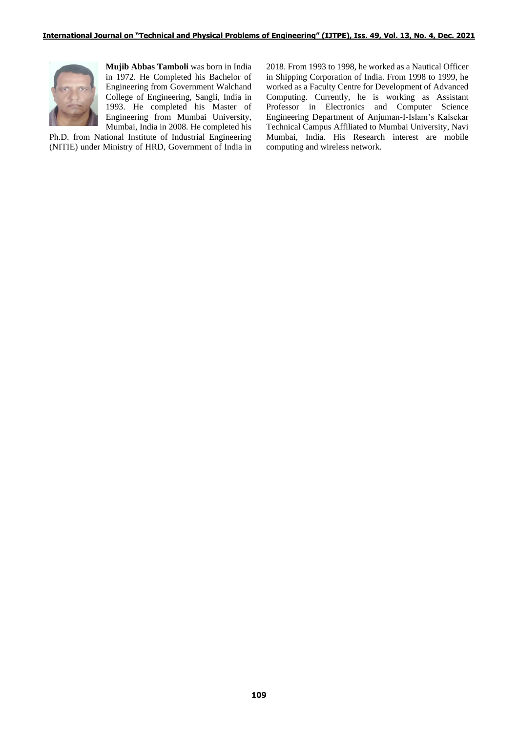**Mujib Abbas Tamboli** was born in India in 1972. He Completed his Bachelor of Engineering from Government Walchand College of Engineering, Sangli, India in 1993. He completed his Master of Engineering from Mumbai University, Mumbai, India in 2008. He completed his Ph.D. from National Institute of Industrial Engineering (NITIE) under Ministry of HRD, Government of India in 2018. From 1993 to 1998, he worked as a Nautical Officer in Shipping Corporation of India. From 1998 to 1999, he worked as a Faculty Centre for Development of Advanced Computing. Currently, he is working as Assistant Professor in Electronics and Computer Science Engineering Department of Anjuman-I-Islam's Kalsekar Technical Campus Affiliated to Mumbai University, Navi Mumbai, India. His Research interest are mobile computing and wireless network.